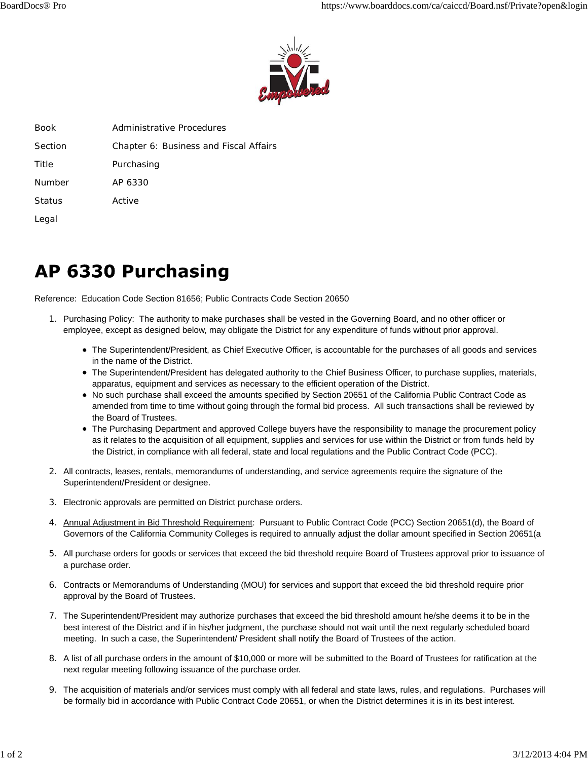| | |
|---|---|
| Book | Administrative Procedures |
| Section | Chapter 6: Business and Fiscal Affairs |
| Title | Purchasing |
| Number | AP 6330 |
| Status | Active |
| Legal | |

# AP 6330 Purchasing

Reference: Education Code Section 81656; Public Contracts Code Section 20650

1. Purchasing Policy: The authority to make purchases shall be vested in the Governing Board, and no other officer or employee, except as designed below, may obligate the District for any expenditure of funds without prior approval.

   - The Superintendent/President, as Chief Executive Officer, is accountable for the purchases of all goods and services in the name of the District.
   - The Superintendent/President has delegated authority to the Chief Business Officer, to purchase supplies, materials, apparatus, equipment and services as necessary to the efficient operation of the District.
   - No such purchase shall exceed the amounts specified by Section 20651 of the California Public Contract Code as amended from time to time without going through the formal bid process. All such transactions shall be reviewed by the Board of Trustees.
   - The Purchasing Department and approved College buyers have the responsibility to manage the procurement policy as it relates to the acquisition of all equipment, supplies and services for use within the District or from funds held by the District, in compliance with all federal, state and local regulations and the Public Contract Code (PCC).

2. All contracts, leases, rentals, memorandums of understanding, and service agreements require the signature of the Superintendent/President or designee.

3. Electronic approvals are permitted on District purchase orders.

4. <u>Annual Adjustment in Bid Threshold Requirement</u>: Pursuant to Public Contract Code (PCC) Section 20651(d), the Board of Governors of the California Community Colleges is required to annually adjust the dollar amount specified in Section 20651(a

5. All purchase orders for goods or services that exceed the bid threshold require Board of Trustees approval prior to issuance of a purchase order.

6. Contracts or Memorandums of Understanding (MOU) for services and support that exceed the bid threshold require prior approval by the Board of Trustees.

7. The Superintendent/President may authorize purchases that exceed the bid threshold amount he/she deems it to be in the best interest of the District and if in his/her judgment, the purchase should not wait until the next regularly scheduled board meeting. In such a case, the Superintendent/ President shall notify the Board of Trustees of the action.

8. A list of all purchase orders in the amount of $10,000 or more will be submitted to the Board of Trustees for ratification at the next regular meeting following issuance of the purchase order.

9. The acquisition of materials and/or services must comply with all federal and state laws, rules, and regulations. Purchases will be formally bid in accordance with Public Contract Code 20651, or when the District determines it is in its best interest.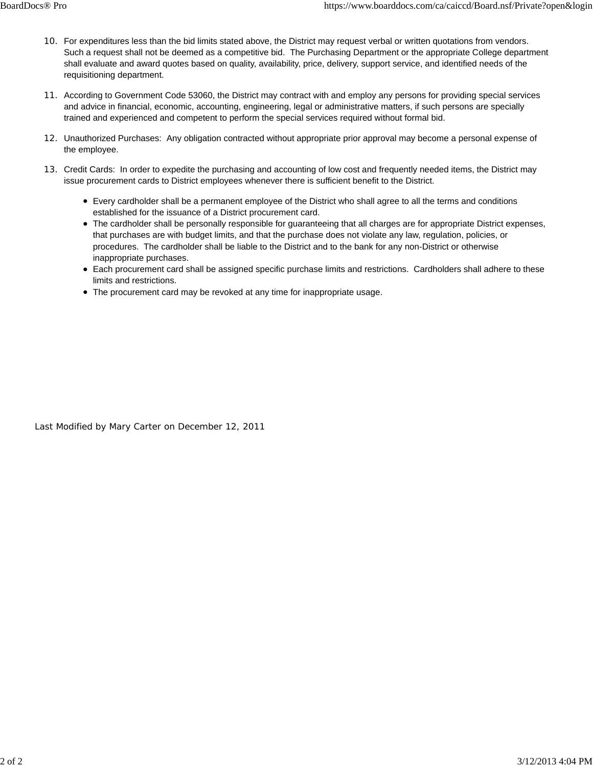10. For expenditures less than the bid limits stated above, the District may request verbal or written quotations from vendors. Such a request shall not be deemed as a competitive bid. The Purchasing Department or the appropriate College department shall evaluate and award quotes based on quality, availability, price, delivery, support service, and identified needs of the requisitioning department.

11. According to Government Code 53060, the District may contract with and employ any persons for providing special services and advice in financial, economic, accounting, engineering, legal or administrative matters, if such persons are specially trained and experienced and competent to perform the special services required without formal bid.

12. Unauthorized Purchases: Any obligation contracted without appropriate prior approval may become a personal expense of the employee.

13. Credit Cards: In order to expedite the purchasing and accounting of low cost and frequently needed items, the District may issue procurement cards to District employees whenever there is sufficient benefit to the District.

    - Every cardholder shall be a permanent employee of the District who shall agree to all the terms and conditions established for the issuance of a District procurement card.
    - The cardholder shall be personally responsible for guaranteeing that all charges are for appropriate District expenses, that purchases are with budget limits, and that the purchase does not violate any law, regulation, policies, or procedures. The cardholder shall be liable to the District and to the bank for any non-District or otherwise inappropriate purchases.
    - Each procurement card shall be assigned specific purchase limits and restrictions. Cardholders shall adhere to these limits and restrictions.
    - The procurement card may be revoked at any time for inappropriate usage.

Last Modified by Mary Carter on December 12, 2011